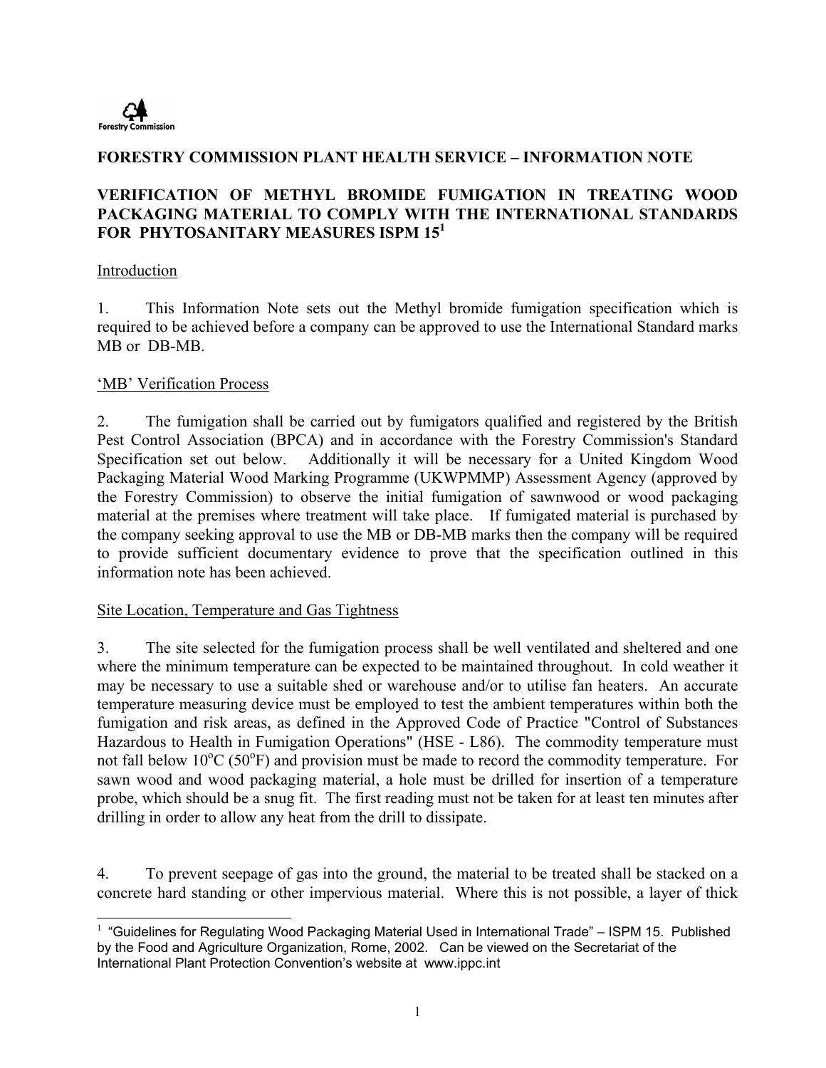Forestry Commission

**FORESTRY COMMISSION PLANT HEALTH SERVICE – INFORMATION NOTE**

**VERIFICATION OF METHYL BROMIDE FUMIGATION IN TREATING WOOD PACKAGING MATERIAL TO COMPLY WITH THE INTERNATIONAL STANDARDS FOR PHYTOSANITARY MEASURES ISPM 15[1]**

Introduction

1. This Information Note sets out the Methyl bromide fumigation specification which is required to be achieved before a company can be approved to use the International Standard marks MB or DB-MB.

'MB' Verification Process

2. The fumigation shall be carried out by fumigators qualified and registered by the British Pest Control Association (BPCA) and in accordance with the Forestry Commission's Standard Specification set out below. Additionally it will be necessary for a United Kingdom Wood Packaging Material Wood Marking Programme (UKWPMMP) Assessment Agency (approved by the Forestry Commission) to observe the initial fumigation of sawnwood or wood packaging material at the premises where treatment will take place. If fumigated material is purchased by the company seeking approval to use the MB or DB-MB marks then the company will be required to provide sufficient documentary evidence to prove that the specification outlined in this information note has been achieved.

Site Location, Temperature and Gas Tightness

3. The site selected for the fumigation process shall be well ventilated and sheltered and one where the minimum temperature can be expected to be maintained throughout. In cold weather it may be necessary to use a suitable shed or warehouse and/or to utilise fan heaters. An accurate temperature measuring device must be employed to test the ambient temperatures within both the fumigation and risk areas, as defined in the Approved Code of Practice "Control of Substances Hazardous to Health in Fumigation Operations" (HSE - L86). The commodity temperature must not fall below 10°C (50°F) and provision must be made to record the commodity temperature. For sawn wood and wood packaging material, a hole must be drilled for insertion of a temperature probe, which should be a snug fit. The first reading must not be taken for at least ten minutes after drilling in order to allow any heat from the drill to dissipate.

4. To prevent seepage of gas into the ground, the material to be treated shall be stacked on a concrete hard standing or other impervious material. Where this is not possible, a layer of thick

[1] "Guidelines for Regulating Wood Packaging Material Used in International Trade" – ISPM 15. Published by the Food and Agriculture Organization, Rome, 2002. Can be viewed on the Secretariat of the International Plant Protection Convention's website at www.ippc.int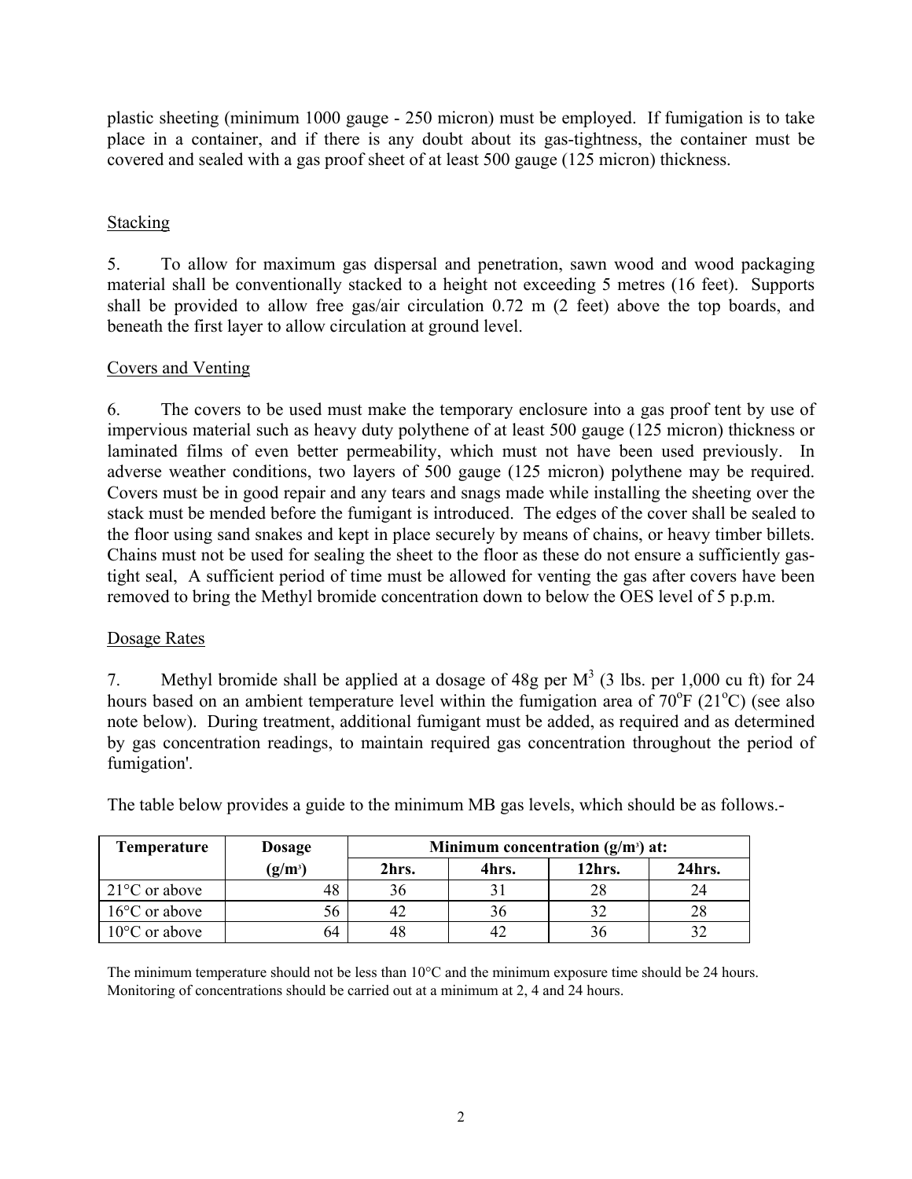plastic sheeting (minimum 1000 gauge - 250 micron) must be employed. If fumigation is to take place in a container, and if there is any doubt about its gas-tightness, the container must be covered and sealed with a gas proof sheet of at least 500 gauge (125 micron) thickness.

## Stacking

5. To allow for maximum gas dispersal and penetration, sawn wood and wood packaging material shall be conventionally stacked to a height not exceeding 5 metres (16 feet). Supports shall be provided to allow free gas/air circulation 0.72 m (2 feet) above the top boards, and beneath the first layer to allow circulation at ground level.

## Covers and Venting

6. The covers to be used must make the temporary enclosure into a gas proof tent by use of impervious material such as heavy duty polythene of at least 500 gauge (125 micron) thickness or laminated films of even better permeability, which must not have been used previously. In adverse weather conditions, two layers of 500 gauge (125 micron) polythene may be required. Covers must be in good repair and any tears and snags made while installing the sheeting over the stack must be mended before the fumigant is introduced. The edges of the cover shall be sealed to the floor using sand snakes and kept in place securely by means of chains, or heavy timber billets. Chains must not be used for sealing the sheet to the floor as these do not ensure a sufficiently gas-tight seal, A sufficient period of time must be allowed for venting the gas after covers have been removed to bring the Methyl bromide concentration down to below the OES level of 5 p.p.m.

## Dosage Rates

7. Methyl bromide shall be applied at a dosage of 48g per $M^3$ (3 lbs. per 1,000 cu ft) for 24 hours based on an ambient temperature level within the fumigation area of 70°F (21°C) (see also note below). During treatment, additional fumigant must be added, as required and as determined by gas concentration readings, to maintain required gas concentration throughout the period of fumigation'.

The table below provides a guide to the minimum MB gas levels, which should be as follows.-

| Temperature | Dosage | Minimum concentration (g/m³) at: | | | |
|---|---|---|---|---|---|
| | (g/m³) | 2hrs. | 4hrs. | 12hrs. | 24hrs. |
| 21°C or above | 48 | 36 | 31 | 28 | 24 |
| 16°C or above | 56 | 42 | 36 | 32 | 28 |
| 10°C or above | 64 | 48 | 42 | 36 | 32 |

The minimum temperature should not be less than 10°C and the minimum exposure time should be 24 hours. Monitoring of concentrations should be carried out at a minimum at 2, 4 and 24 hours.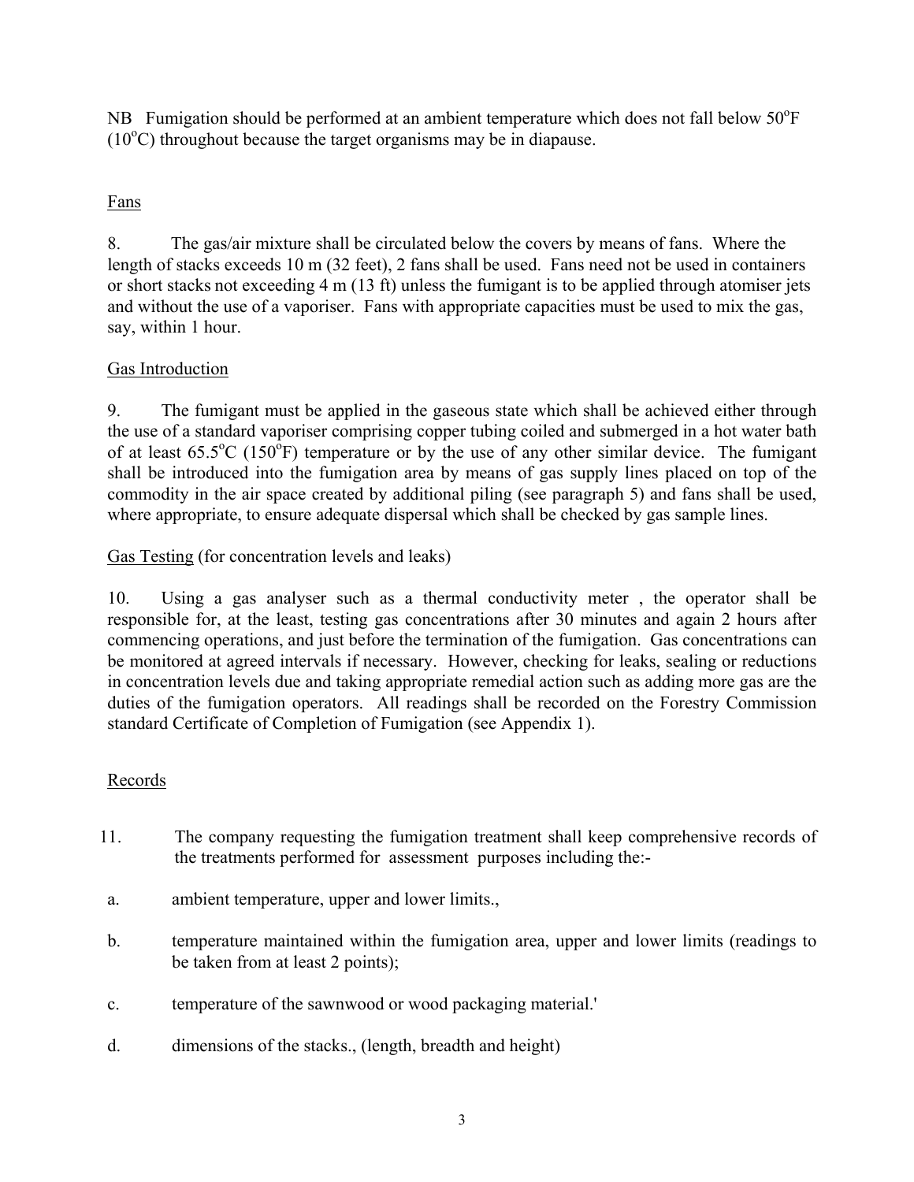NB Fumigation should be performed at an ambient temperature which does not fall below 50°F (10°C) throughout because the target organisms may be in diapause.

<u>Fans</u>

8. The gas/air mixture shall be circulated below the covers by means of fans. Where the length of stacks exceeds 10 m (32 feet), 2 fans shall be used. Fans need not be used in containers or short stacks not exceeding 4 m (13 ft) unless the fumigant is to be applied through atomiser jets and without the use of a vaporiser. Fans with appropriate capacities must be used to mix the gas, say, within 1 hour.

<u>Gas Introduction</u>

9. The fumigant must be applied in the gaseous state which shall be achieved either through the use of a standard vaporiser comprising copper tubing coiled and submerged in a hot water bath of at least 65.5°C (150°F) temperature or by the use of any other similar device. The fumigant shall be introduced into the fumigation area by means of gas supply lines placed on top of the commodity in the air space created by additional piling (see paragraph 5) and fans shall be used, where appropriate, to ensure adequate dispersal which shall be checked by gas sample lines.

<u>Gas Testing</u> (for concentration levels and leaks)

10. Using a gas analyser such as a thermal conductivity meter , the operator shall be responsible for, at the least, testing gas concentrations after 30 minutes and again 2 hours after commencing operations, and just before the termination of the fumigation. Gas concentrations can be monitored at agreed intervals if necessary. However, checking for leaks, sealing or reductions in concentration levels due and taking appropriate remedial action such as adding more gas are the duties of the fumigation operators. All readings shall be recorded on the Forestry Commission standard Certificate of Completion of Fumigation (see Appendix 1).

<u>Records</u>

11. The company requesting the fumigation treatment shall keep comprehensive records of the treatments performed for assessment purposes including the:-

a. ambient temperature, upper and lower limits.,

b. temperature maintained within the fumigation area, upper and lower limits (readings to be taken from at least 2 points);

c. temperature of the sawnwood or wood packaging material.'

d. dimensions of the stacks., (length, breadth and height)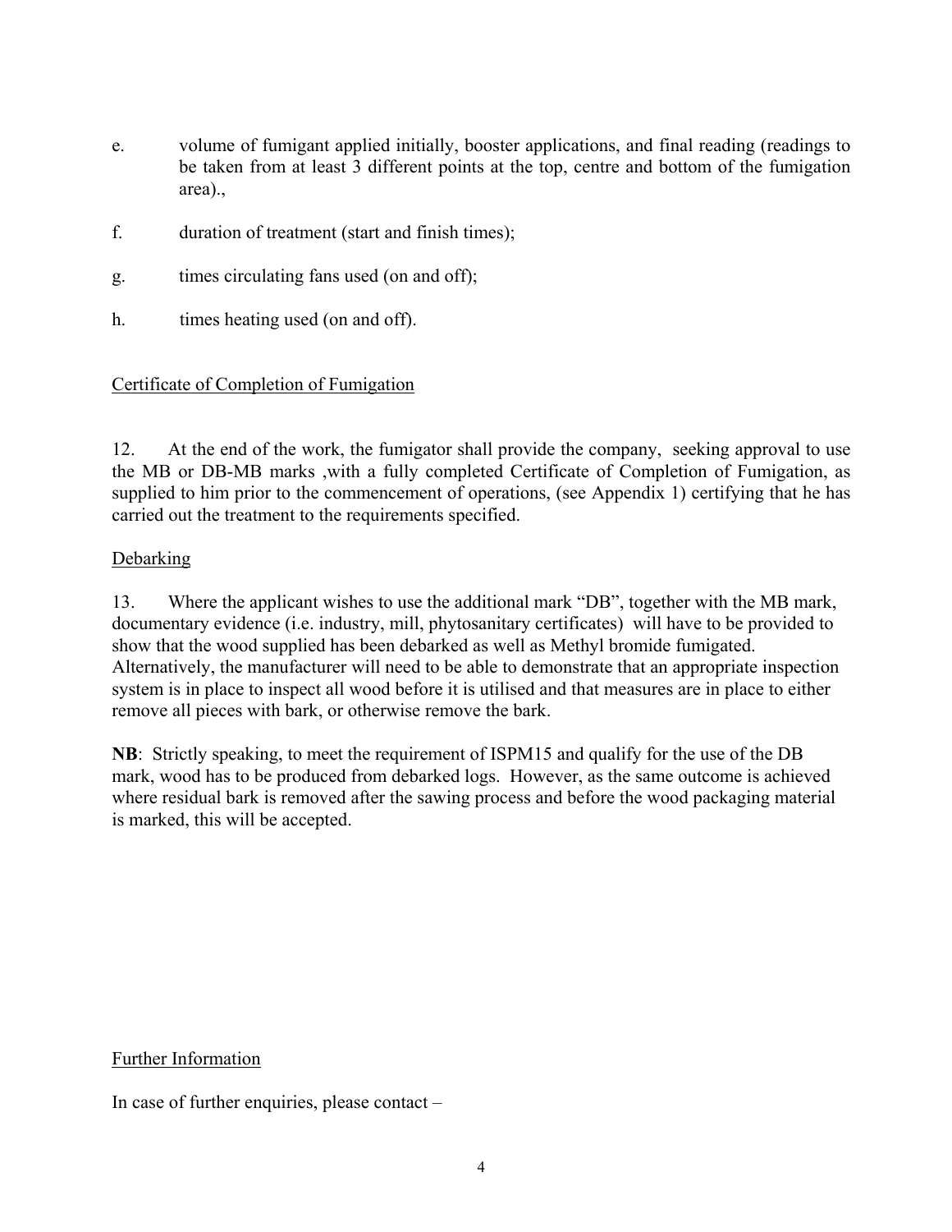e. volume of fumigant applied initially, booster applications, and final reading (readings to be taken from at least 3 different points at the top, centre and bottom of the fumigation area).,

f. duration of treatment (start and finish times);

g. times circulating fans used (on and off);

h. times heating used (on and off).

Certificate of Completion of Fumigation

12. At the end of the work, the fumigator shall provide the company, seeking approval to use the MB or DB-MB marks ,with a fully completed Certificate of Completion of Fumigation, as supplied to him prior to the commencement of operations, (see Appendix 1) certifying that he has carried out the treatment to the requirements specified.

Debarking

13. Where the applicant wishes to use the additional mark "DB", together with the MB mark, documentary evidence (i.e. industry, mill, phytosanitary certificates) will have to be provided to show that the wood supplied has been debarked as well as Methyl bromide fumigated. Alternatively, the manufacturer will need to be able to demonstrate that an appropriate inspection system is in place to inspect all wood before it is utilised and that measures are in place to either remove all pieces with bark, or otherwise remove the bark.

**NB**: Strictly speaking, to meet the requirement of ISPM15 and qualify for the use of the DB mark, wood has to be produced from debarked logs. However, as the same outcome is achieved where residual bark is removed after the sawing process and before the wood packaging material is marked, this will be accepted.

Further Information

In case of further enquiries, please contact –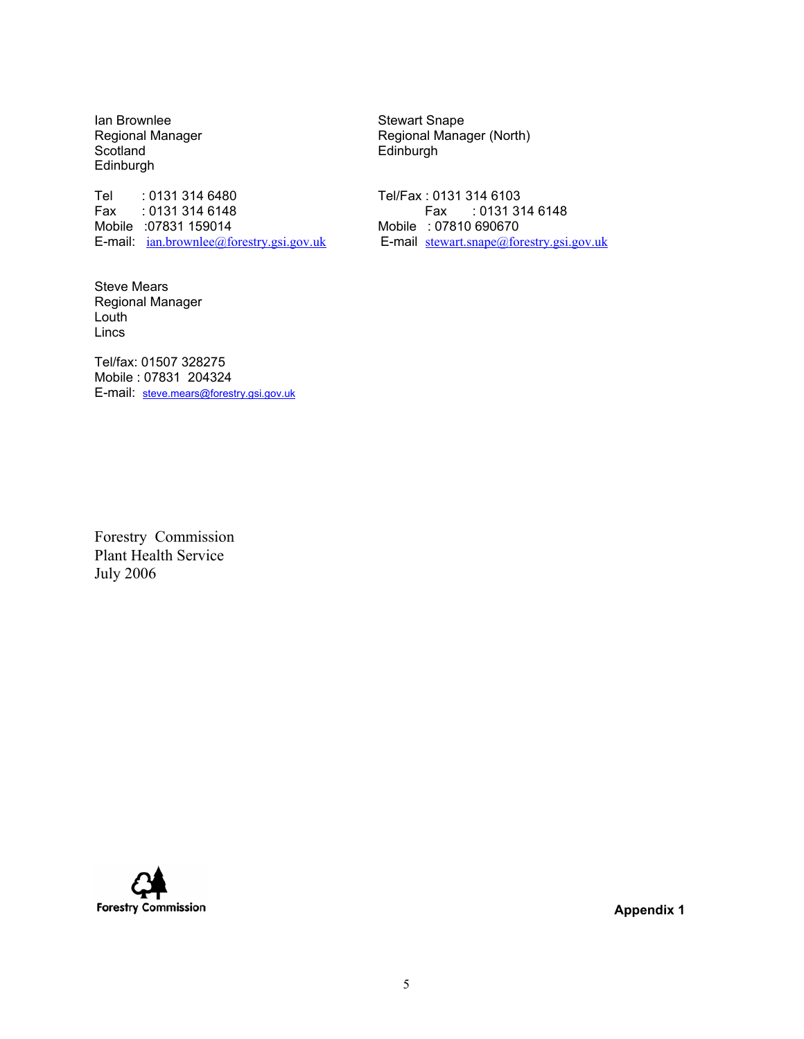Ian Brownlee
Regional Manager
Scotland
Edinburgh

Tel : 0131 314 6480
Fax : 0131 314 6148
Mobile :07831 159014
E-mail: ian.brownlee@forestry.gsi.gov.uk

Stewart Snape
Regional Manager (North)
Edinburgh

Tel/Fax : 0131 314 6103
Fax : 0131 314 6148
Mobile : 07810 690670
E-mail stewart.snape@forestry.gsi.gov.uk

Steve Mears
Regional Manager
Louth
Lincs

Tel/fax: 01507 328275
Mobile : 07831 204324
E-mail: steve.mears@forestry.gsi.gov.uk

Forestry Commission
Plant Health Service
July 2006

Forestry Commission

**Appendix 1**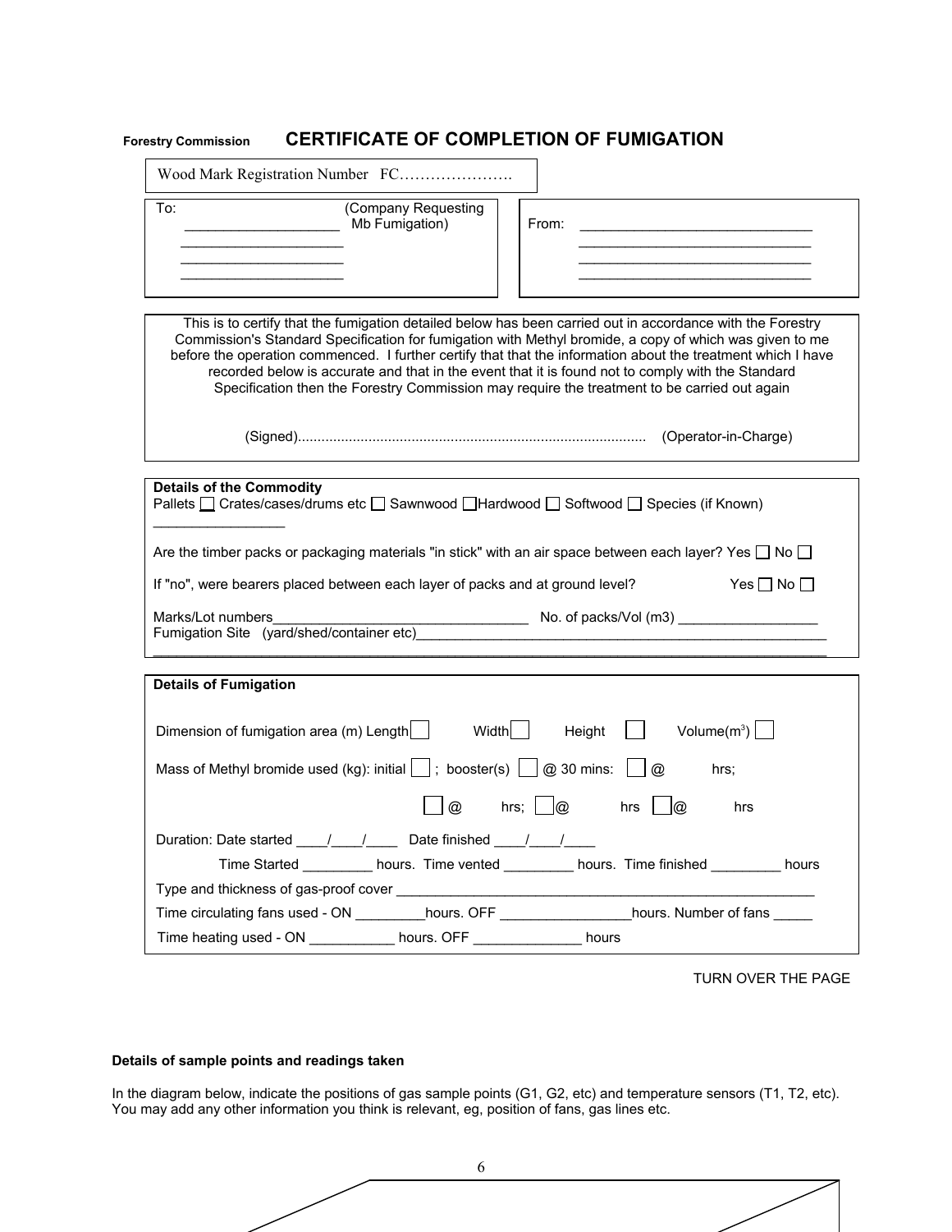**Forestry Commission** **CERTIFICATE OF COMPLETION OF FUMIGATION**

Wood Mark Registration Number FC………………….

| To: ____________________ (Company Requesting Mb Fumigation) ____________________ ____________________ ____________________ | From: ______________________________ ______________________________ ______________________________ ______________________________ |
|---|---|

This is to certify that the fumigation detailed below has been carried out in accordance with the Forestry Commission's Standard Specification for fumigation with Methyl bromide, a copy of which was given to me before the operation commenced. I further certify that that the information about the treatment which I have recorded below is accurate and that in the event that it is found not to comply with the Standard Specification then the Forestry Commission may require the treatment to be carried out again

(Signed)........................................................................................ (Operator-in-Charge)

**Details of the Commodity**

Pallets ☐ Crates/cases/drums etc ☐ Sawnwood ☐ Hardwood ☐ Softwood ☐ Species (if Known) _________________

Are the timber packs or packaging materials "in stick" with an air space between each layer? Yes ☐ No ☐

If "no", were bearers placed between each layer of packs and at ground level? Yes ☐ No ☐

Marks/Lot numbers_________________________________ No. of packs/Vol (m3) __________________

Fumigation Site (yard/shed/container etc)_______________________________________________________

___________________________________________________________________________________

**Details of Fumigation**

Dimension of fumigation area (m) Length ☐ Width ☐ Height ☐ Volume($m^3$) ☐

Mass of Methyl bromide used (kg): initial ☐ ; booster(s) ☐ @ 30 mins: ☐ @ hrs;

☐ @ hrs; ☐ @ hrs ☐ @ hrs

Duration: Date started ____/____/____ Date finished ____/____/____

Time Started _________ hours. Time vented _________ hours. Time finished _________ hours

Type and thickness of gas-proof cover ________________________________________________________

Time circulating fans used - ON _________hours. OFF _________________hours. Number of fans _____

Time heating used - ON ___________ hours. OFF ______________ hours

TURN OVER THE PAGE

**Details of sample points and readings taken**

In the diagram below, indicate the positions of gas sample points (G1, G2, etc) and temperature sensors (T1, T2, etc). You may add any other information you think is relevant, eg, position of fans, gas lines etc.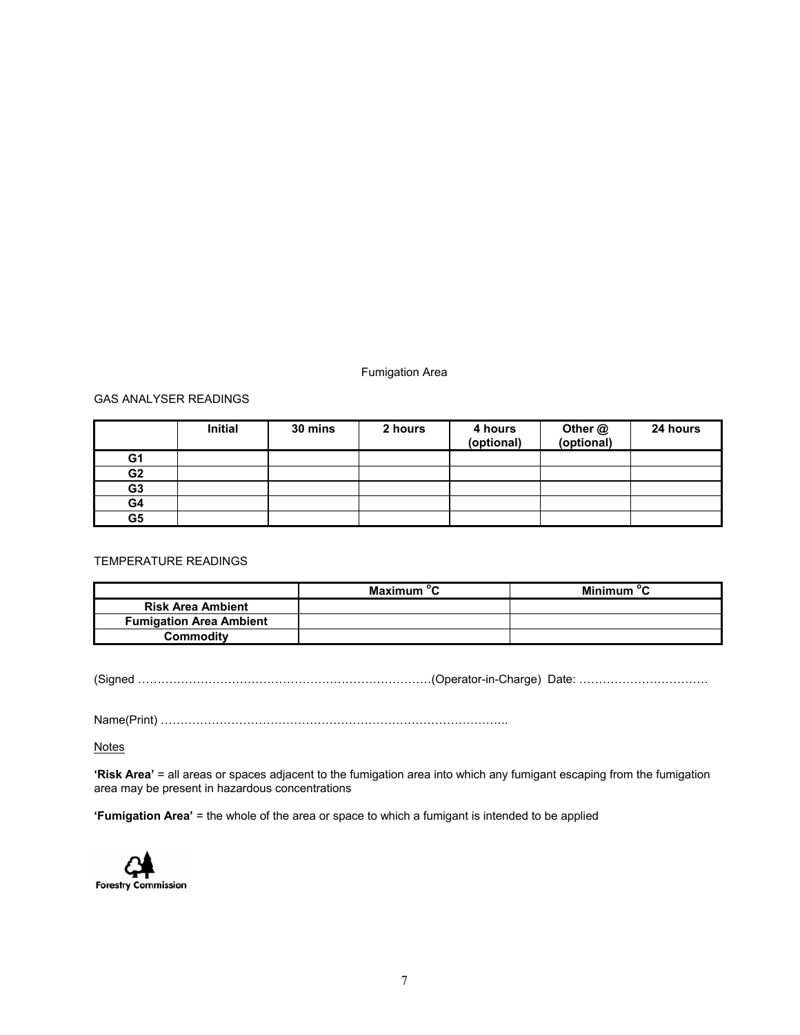Fumigation Area

GAS ANALYSER READINGS

| | Initial | 30 mins | 2 hours | 4 hours (optional) | Other @ (optional) | 24 hours |
|---|---|---|---|---|---|---|
| **G1** | | | | | | |
| **G2** | | | | | | |
| **G3** | | | | | | |
| **G4** | | | | | | |
| **G5** | | | | | | |

TEMPERATURE READINGS

| | Maximum °C | Minimum °C |
|---|---|---|
| **Risk Area Ambient** | | |
| **Fumigation Area Ambient** | | |
| **Commodity** | | |

(Signed ……………………………………………………………………(Operator-in-Charge) Date: ……………………………

Name(Print) ……………………………………………………………………………..

Notes

**'Risk Area'** = all areas or spaces adjacent to the fumigation area into which any fumigant escaping from the fumigation area may be present in hazardous concentrations

**'Fumigation Area'** = the whole of the area or space to which a fumigant is intended to be applied

Forestry Commission